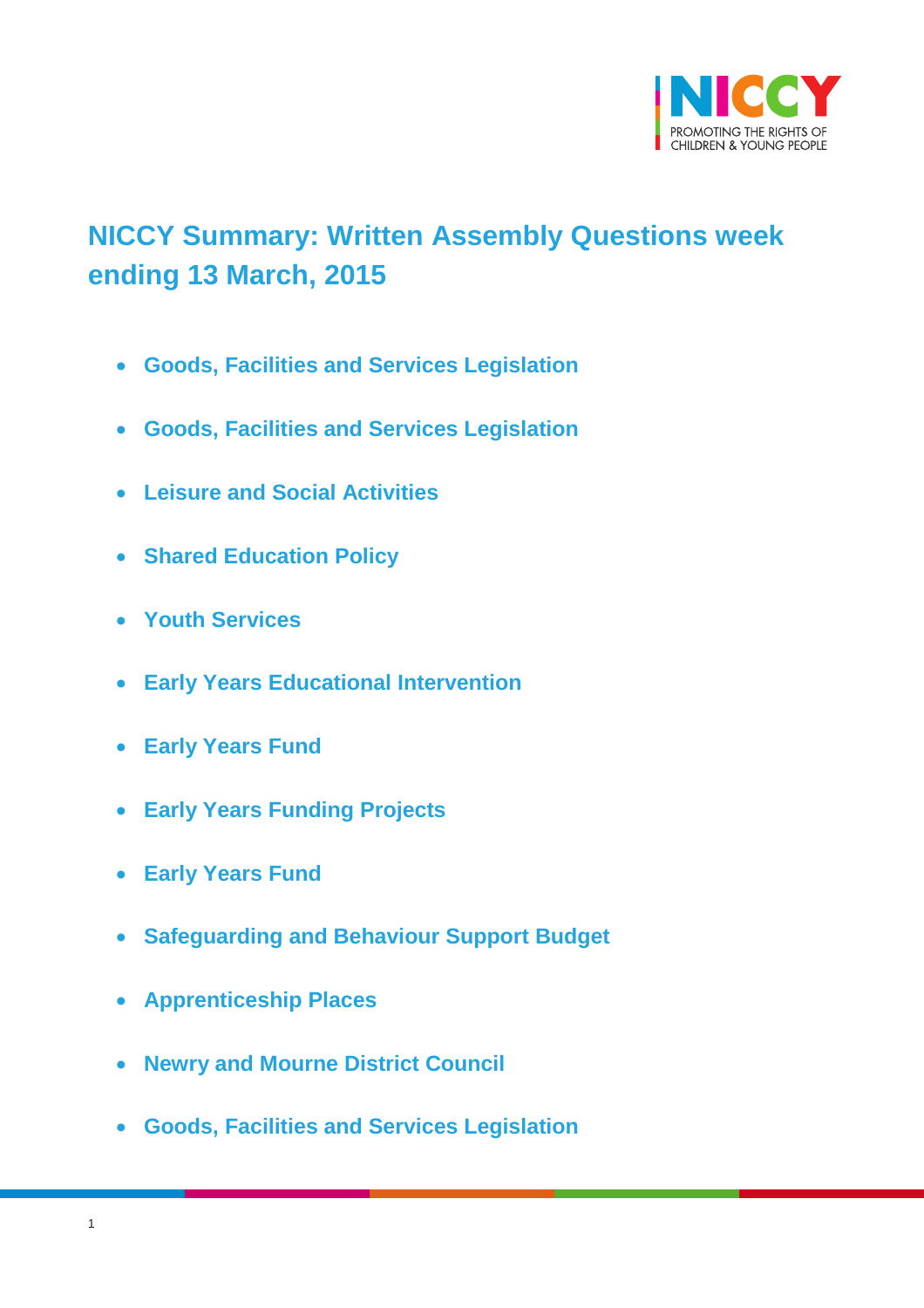# NICCY Summary: Written Assembly Questions week ending 13 March, 2015

- **Goods, Facilities and Services Legislation**
- **Goods, Facilities and Services Legislation**
- **Leisure and Social Activities**
- **Shared Education Policy**
- **Youth Services**
- **Early Years Educational Intervention**
- **Early Years Fund**
- **Early Years Funding Projects**
- **Early Years Fund**
- **Safeguarding and Behaviour Support Budget**
- **Apprenticeship Places**
- **Newry and Mourne District Council**
- **Goods, Facilities and Services Legislation**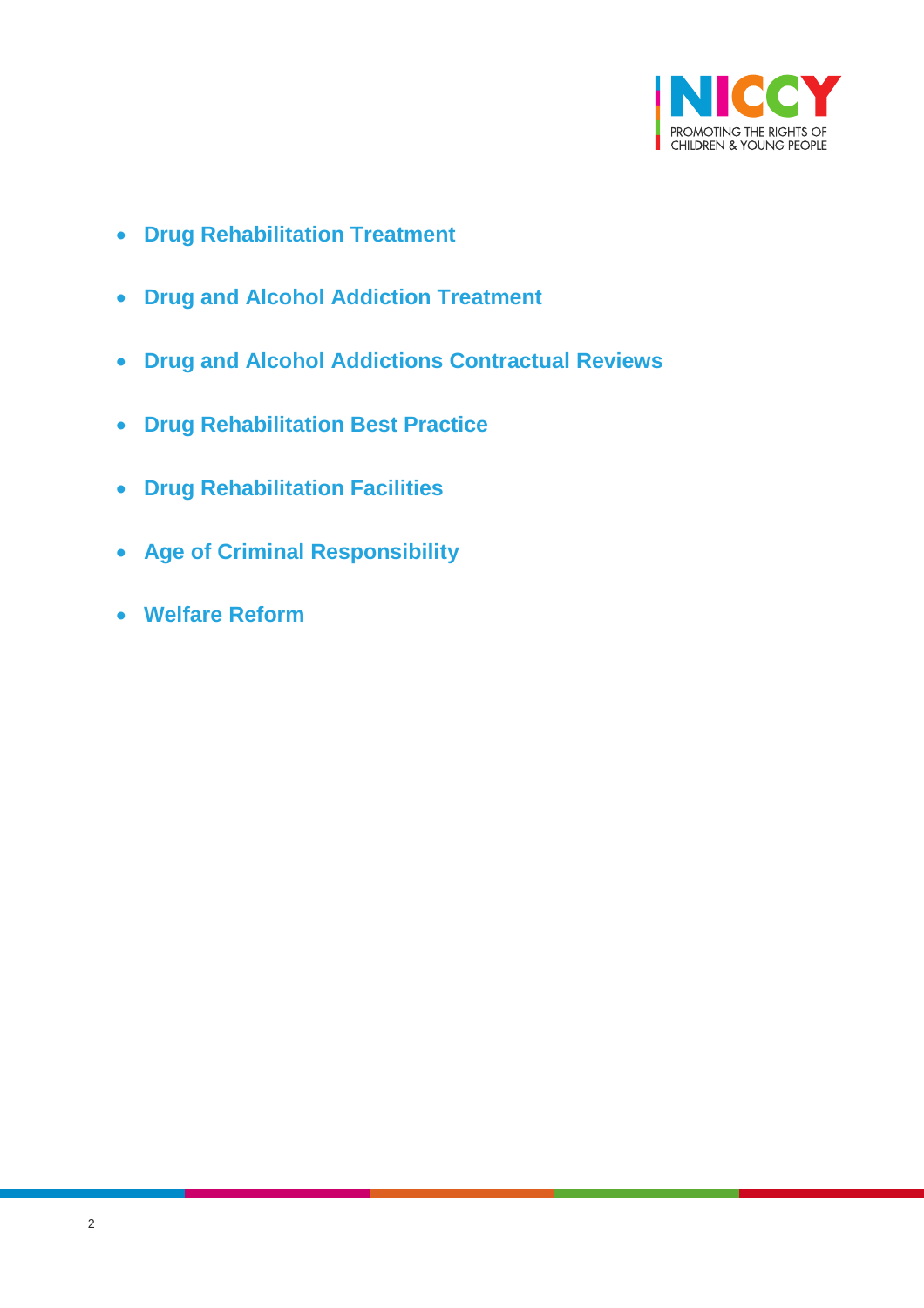- **Drug Rehabilitation Treatment**
- **Drug and Alcohol Addiction Treatment**
- **Drug and Alcohol Addictions Contractual Reviews**
- **Drug Rehabilitation Best Practice**
- **Drug Rehabilitation Facilities**
- **Age of Criminal Responsibility**
- **Welfare Reform**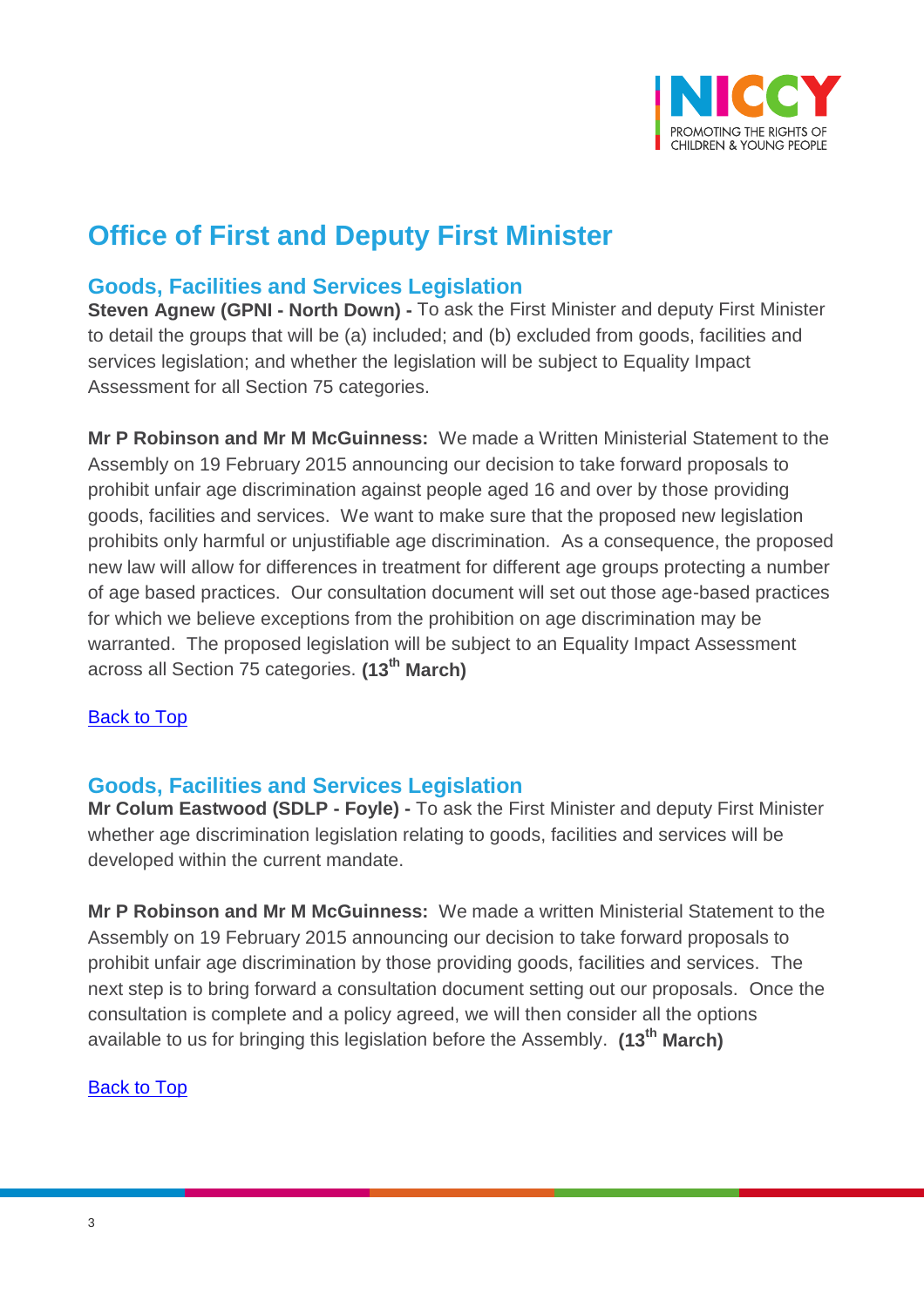# Office of First and Deputy First Minister

## Goods, Facilities and Services Legislation

**Steven Agnew (GPNI - North Down) -** To ask the First Minister and deputy First Minister to detail the groups that will be (a) included; and (b) excluded from goods, facilities and services legislation; and whether the legislation will be subject to Equality Impact Assessment for all Section 75 categories.

**Mr P Robinson and Mr M McGuinness:** We made a Written Ministerial Statement to the Assembly on 19 February 2015 announcing our decision to take forward proposals to prohibit unfair age discrimination against people aged 16 and over by those providing goods, facilities and services. We want to make sure that the proposed new legislation prohibits only harmful or unjustifiable age discrimination. As a consequence, the proposed new law will allow for differences in treatment for different age groups protecting a number of age based practices. Our consultation document will set out those age-based practices for which we believe exceptions from the prohibition on age discrimination may be warranted. The proposed legislation will be subject to an Equality Impact Assessment across all Section 75 categories. **(13th March)**

[Back to Top]

## Goods, Facilities and Services Legislation

**Mr Colum Eastwood (SDLP - Foyle) -** To ask the First Minister and deputy First Minister whether age discrimination legislation relating to goods, facilities and services will be developed within the current mandate.

**Mr P Robinson and Mr M McGuinness:** We made a written Ministerial Statement to the Assembly on 19 February 2015 announcing our decision to take forward proposals to prohibit unfair age discrimination by those providing goods, facilities and services. The next step is to bring forward a consultation document setting out our proposals. Once the consultation is complete and a policy agreed, we will then consider all the options available to us for bringing this legislation before the Assembly. **(13th March)**

[Back to Top]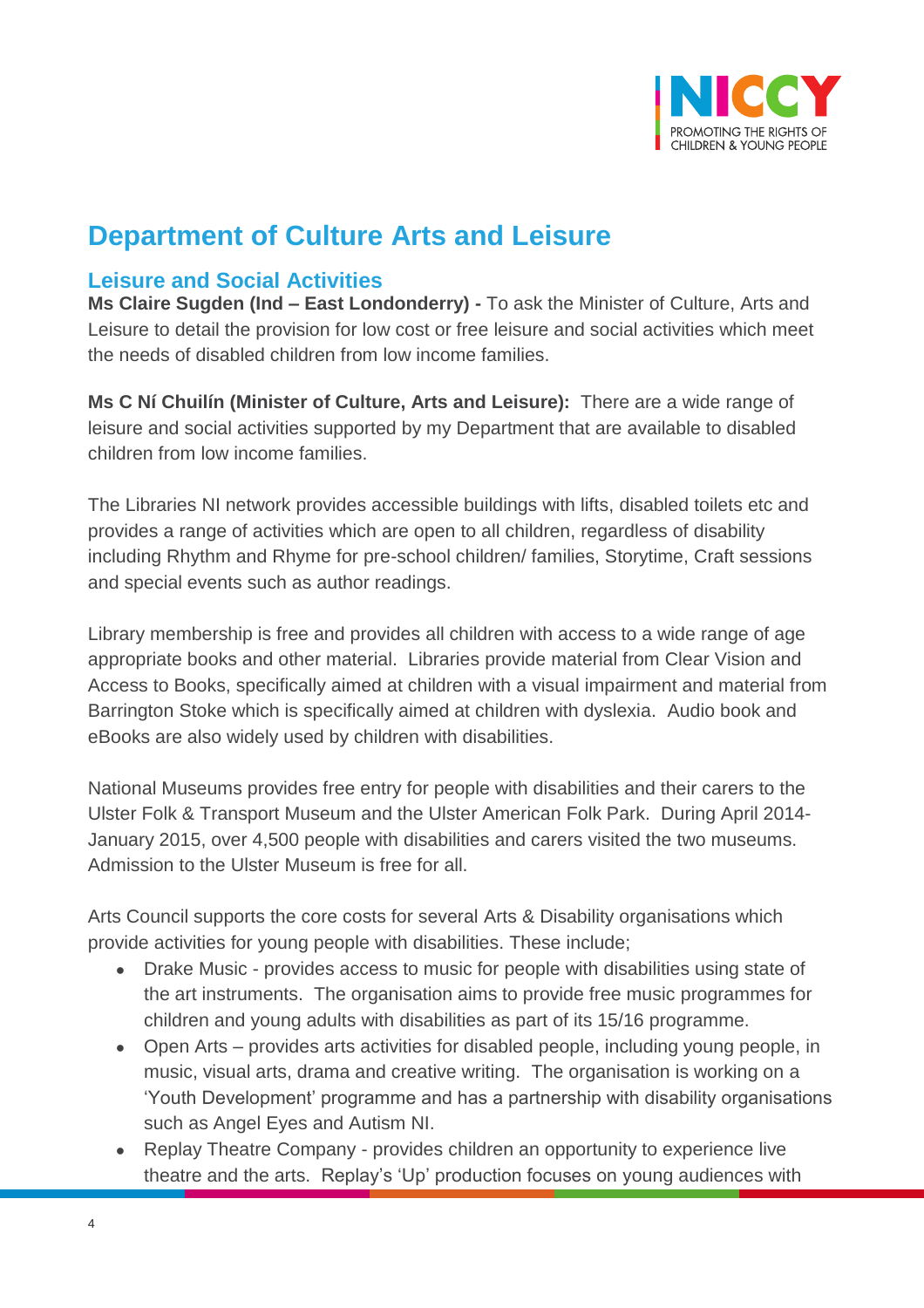# Department of Culture Arts and Leisure

## Leisure and Social Activities

**Ms Claire Sugden (Ind – East Londonderry) -** To ask the Minister of Culture, Arts and Leisure to detail the provision for low cost or free leisure and social activities which meet the needs of disabled children from low income families.

**Ms C Ní Chuilín (Minister of Culture, Arts and Leisure):** There are a wide range of leisure and social activities supported by my Department that are available to disabled children from low income families.

The Libraries NI network provides accessible buildings with lifts, disabled toilets etc and provides a range of activities which are open to all children, regardless of disability including Rhythm and Rhyme for pre-school children/ families, Storytime, Craft sessions and special events such as author readings.

Library membership is free and provides all children with access to a wide range of age appropriate books and other material. Libraries provide material from Clear Vision and Access to Books, specifically aimed at children with a visual impairment and material from Barrington Stoke which is specifically aimed at children with dyslexia. Audio book and eBooks are also widely used by children with disabilities.

National Museums provides free entry for people with disabilities and their carers to the Ulster Folk & Transport Museum and the Ulster American Folk Park. During April 2014-January 2015, over 4,500 people with disabilities and carers visited the two museums. Admission to the Ulster Museum is free for all.

Arts Council supports the core costs for several Arts & Disability organisations which provide activities for young people with disabilities. These include;

- Drake Music - provides access to music for people with disabilities using state of the art instruments. The organisation aims to provide free music programmes for children and young adults with disabilities as part of its 15/16 programme.
- Open Arts – provides arts activities for disabled people, including young people, in music, visual arts, drama and creative writing. The organisation is working on a 'Youth Development' programme and has a partnership with disability organisations such as Angel Eyes and Autism NI.
- Replay Theatre Company - provides children an opportunity to experience live theatre and the arts. Replay's 'Up' production focuses on young audiences with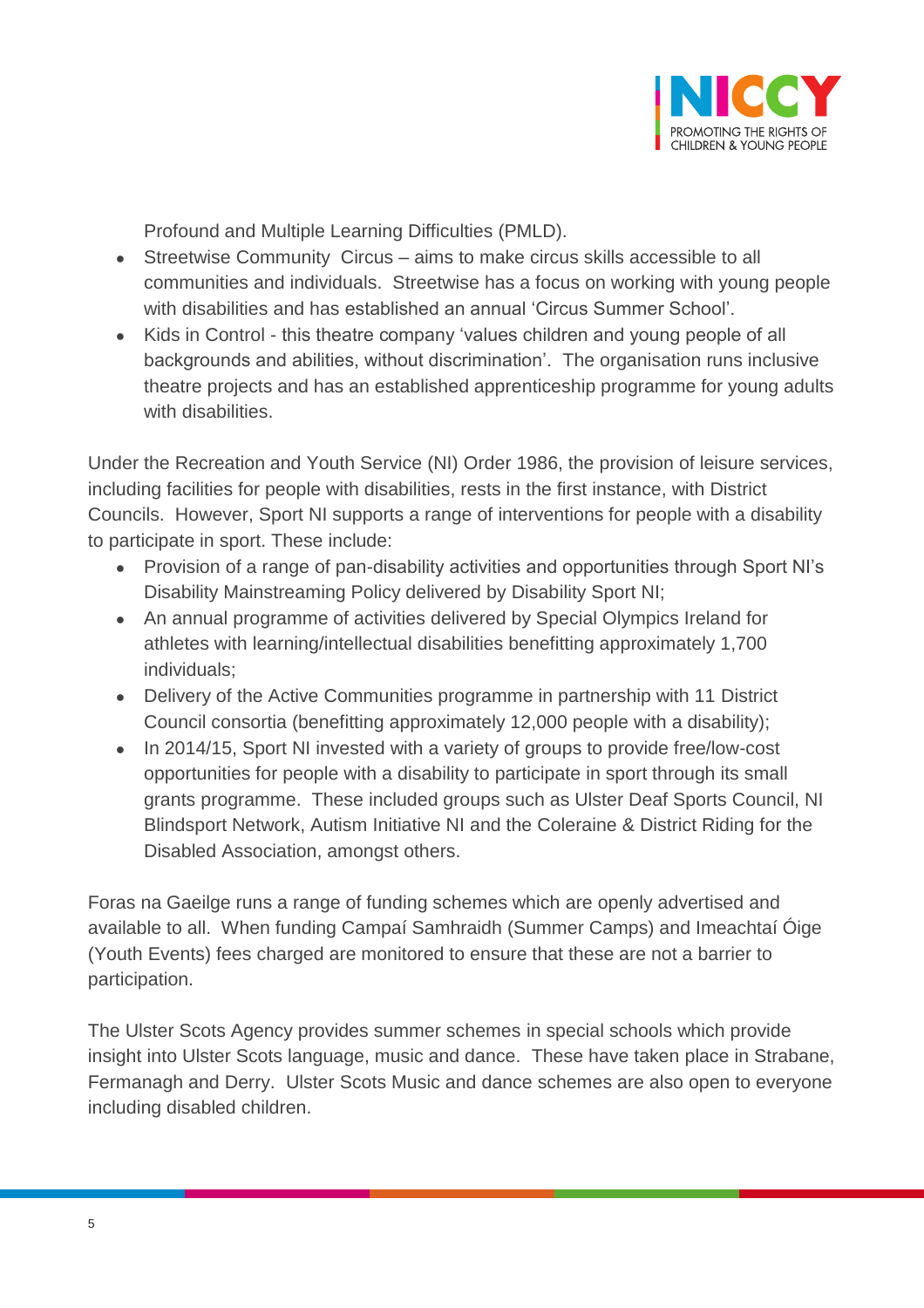Profound and Multiple Learning Difficulties (PMLD).

- Streetwise Community Circus – aims to make circus skills accessible to all communities and individuals. Streetwise has a focus on working with young people with disabilities and has established an annual 'Circus Summer School'.
- Kids in Control - this theatre company 'values children and young people of all backgrounds and abilities, without discrimination'. The organisation runs inclusive theatre projects and has an established apprenticeship programme for young adults with disabilities.

Under the Recreation and Youth Service (NI) Order 1986, the provision of leisure services, including facilities for people with disabilities, rests in the first instance, with District Councils. However, Sport NI supports a range of interventions for people with a disability to participate in sport. These include:

- Provision of a range of pan-disability activities and opportunities through Sport NI's Disability Mainstreaming Policy delivered by Disability Sport NI;
- An annual programme of activities delivered by Special Olympics Ireland for athletes with learning/intellectual disabilities benefitting approximately 1,700 individuals;
- Delivery of the Active Communities programme in partnership with 11 District Council consortia (benefitting approximately 12,000 people with a disability);
- In 2014/15, Sport NI invested with a variety of groups to provide free/low-cost opportunities for people with a disability to participate in sport through its small grants programme. These included groups such as Ulster Deaf Sports Council, NI Blindsport Network, Autism Initiative NI and the Coleraine & District Riding for the Disabled Association, amongst others.

Foras na Gaeilge runs a range of funding schemes which are openly advertised and available to all. When funding Campaí Samhraidh (Summer Camps) and Imeachtaí Óige (Youth Events) fees charged are monitored to ensure that these are not a barrier to participation.

The Ulster Scots Agency provides summer schemes in special schools which provide insight into Ulster Scots language, music and dance. These have taken place in Strabane, Fermanagh and Derry. Ulster Scots Music and dance schemes are also open to everyone including disabled children.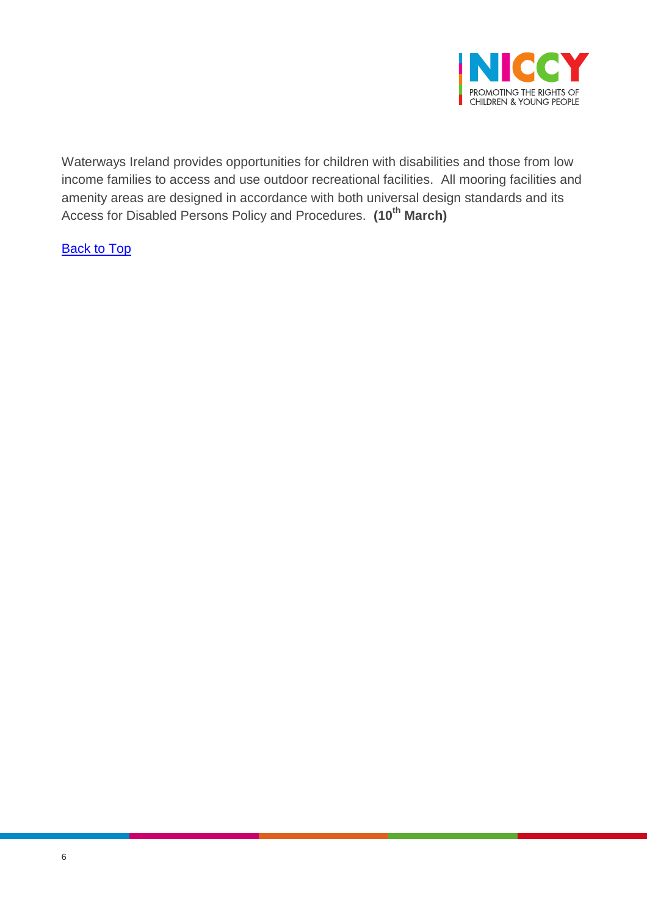Waterways Ireland provides opportunities for children with disabilities and those from low income families to access and use outdoor recreational facilities.  All mooring facilities and amenity areas are designed in accordance with both universal design standards and its Access for Disabled Persons Policy and Procedures.  **(10th March)**

Back to Top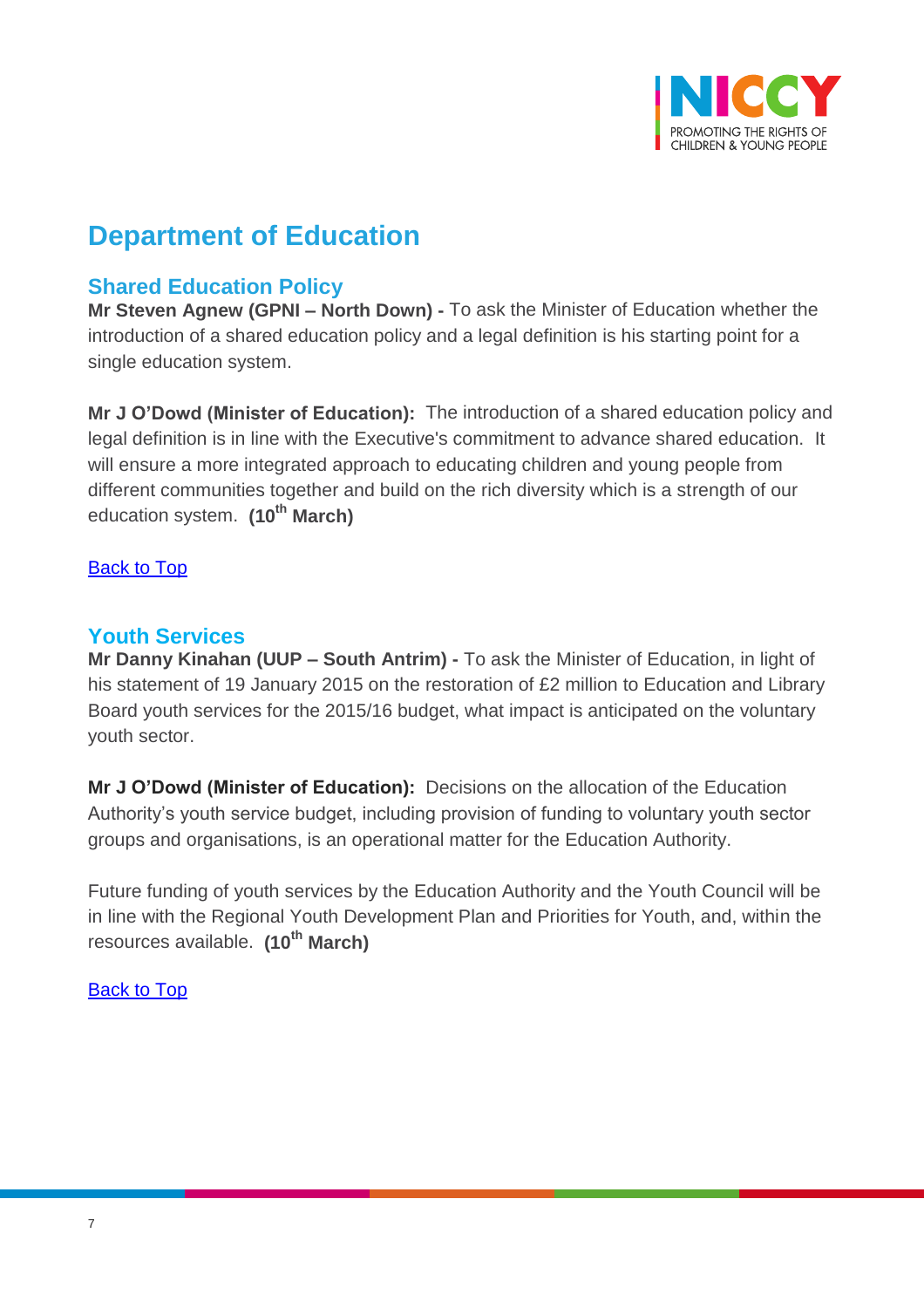# Department of Education

## Shared Education Policy

**Mr Steven Agnew (GPNI – North Down) -** To ask the Minister of Education whether the introduction of a shared education policy and a legal definition is his starting point for a single education system.

**Mr J O'Dowd (Minister of Education):** The introduction of a shared education policy and legal definition is in line with the Executive's commitment to advance shared education. It will ensure a more integrated approach to educating children and young people from different communities together and build on the rich diversity which is a strength of our education system. **(10th March)**

Back to Top

## Youth Services

**Mr Danny Kinahan (UUP – South Antrim) -** To ask the Minister of Education, in light of his statement of 19 January 2015 on the restoration of £2 million to Education and Library Board youth services for the 2015/16 budget, what impact is anticipated on the voluntary youth sector.

**Mr J O'Dowd (Minister of Education):** Decisions on the allocation of the Education Authority's youth service budget, including provision of funding to voluntary youth sector groups and organisations, is an operational matter for the Education Authority.

Future funding of youth services by the Education Authority and the Youth Council will be in line with the Regional Youth Development Plan and Priorities for Youth, and, within the resources available. **(10th March)**

Back to Top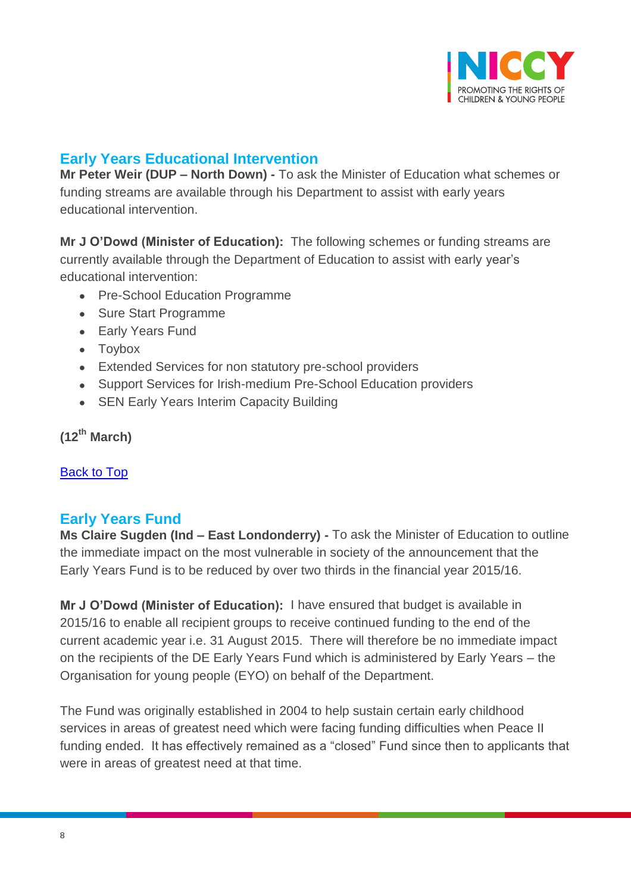## Early Years Educational Intervention

**Mr Peter Weir (DUP – North Down) -** To ask the Minister of Education what schemes or funding streams are available through his Department to assist with early years educational intervention.

**Mr J O'Dowd (Minister of Education):** The following schemes or funding streams are currently available through the Department of Education to assist with early year's educational intervention:

- Pre-School Education Programme
- Sure Start Programme
- Early Years Fund
- Toybox
- Extended Services for non statutory pre-school providers
- Support Services for Irish-medium Pre-School Education providers
- SEN Early Years Interim Capacity Building

**(12th March)**

Back to Top

## Early Years Fund

**Ms Claire Sugden (Ind – East Londonderry) -** To ask the Minister of Education to outline the immediate impact on the most vulnerable in society of the announcement that the Early Years Fund is to be reduced by over two thirds in the financial year 2015/16.

**Mr J O'Dowd (Minister of Education):** I have ensured that budget is available in 2015/16 to enable all recipient groups to receive continued funding to the end of the current academic year i.e. 31 August 2015. There will therefore be no immediate impact on the recipients of the DE Early Years Fund which is administered by Early Years – the Organisation for young people (EYO) on behalf of the Department.

The Fund was originally established in 2004 to help sustain certain early childhood services in areas of greatest need which were facing funding difficulties when Peace II funding ended. It has effectively remained as a "closed" Fund since then to applicants that were in areas of greatest need at that time.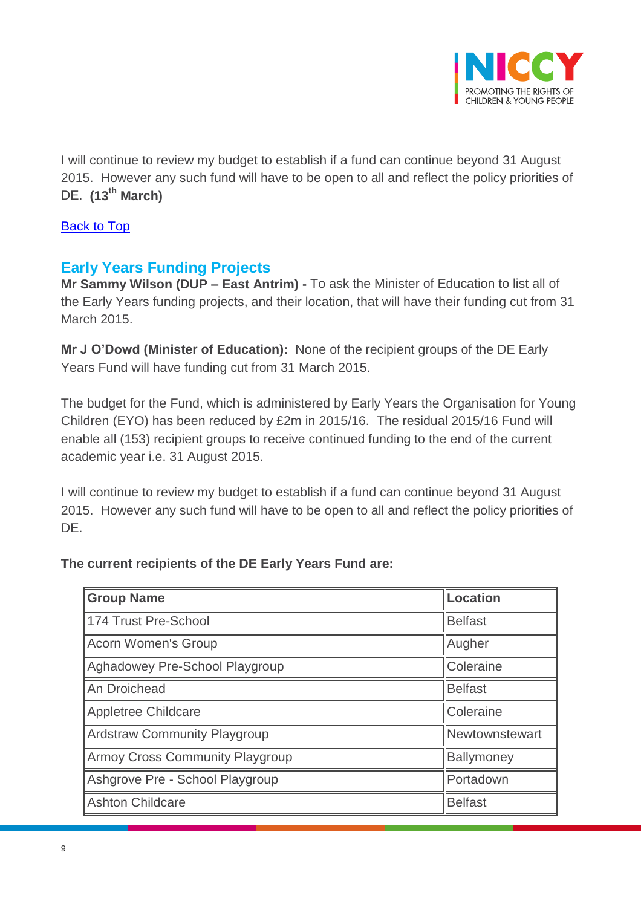I will continue to review my budget to establish if a fund can continue beyond 31 August 2015. However any such fund will have to be open to all and reflect the policy priorities of DE. **(13th March)**

[Back to Top]

## Early Years Funding Projects

**Mr Sammy Wilson (DUP – East Antrim) -** To ask the Minister of Education to list all of the Early Years funding projects, and their location, that will have their funding cut from 31 March 2015.

**Mr J O'Dowd (Minister of Education):** None of the recipient groups of the DE Early Years Fund will have funding cut from 31 March 2015.

The budget for the Fund, which is administered by Early Years the Organisation for Young Children (EYO) has been reduced by £2m in 2015/16. The residual 2015/16 Fund will enable all (153) recipient groups to receive continued funding to the end of the current academic year i.e. 31 August 2015.

I will continue to review my budget to establish if a fund can continue beyond 31 August 2015. However any such fund will have to be open to all and reflect the policy priorities of DE.

**The current recipients of the DE Early Years Fund are:**

| Group Name | Location |
|---|---|
| 174 Trust Pre-School | Belfast |
| Acorn Women's Group | Augher |
| Aghadowey Pre-School Playgroup | Coleraine |
| An Droichead | Belfast |
| Appletree Childcare | Coleraine |
| Ardstraw Community Playgroup | Newtownstewart |
| Armoy Cross Community Playgroup | Ballymoney |
| Ashgrove Pre - School Playgroup | Portadown |
| Ashton Childcare | Belfast |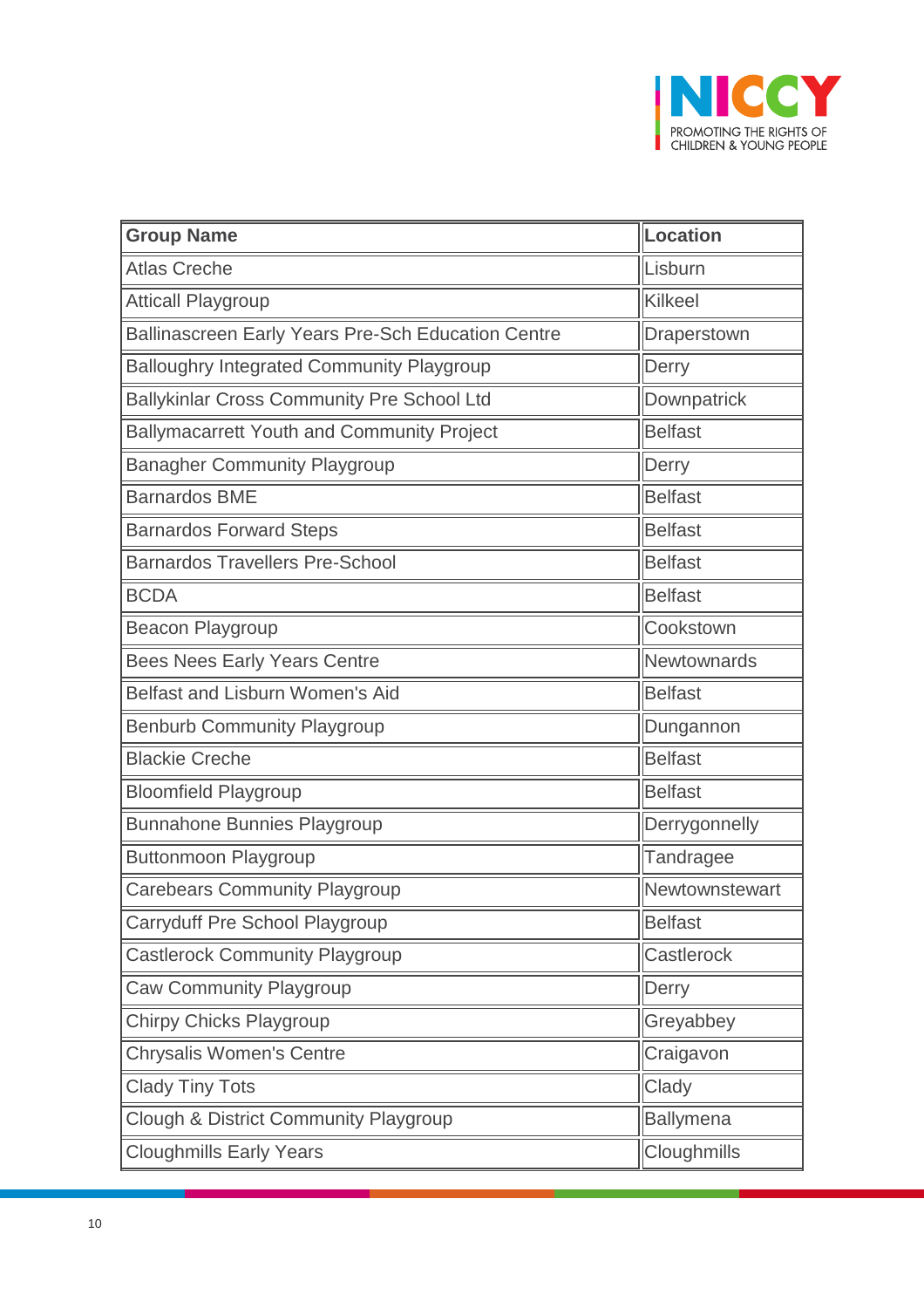| Group Name | Location |
|---|---|
| Atlas Creche | Lisburn |
| Atticall Playgroup | Kilkeel |
| Ballinascreen Early Years Pre-Sch Education Centre | Draperstown |
| Balloughry Integrated Community Playgroup | Derry |
| Ballykinlar Cross Community Pre School Ltd | Downpatrick |
| Ballymacarrett Youth and Community Project | Belfast |
| Banagher Community Playgroup | Derry |
| Barnardos BME | Belfast |
| Barnardos Forward Steps | Belfast |
| Barnardos Travellers Pre-School | Belfast |
| BCDA | Belfast |
| Beacon Playgroup | Cookstown |
| Bees Nees Early Years Centre | Newtownards |
| Belfast and Lisburn Women's Aid | Belfast |
| Benburb Community Playgroup | Dungannon |
| Blackie Creche | Belfast |
| Bloomfield Playgroup | Belfast |
| Bunnahone Bunnies Playgroup | Derrygonnelly |
| Buttonmoon Playgroup | Tandragee |
| Carebears Community Playgroup | Newtownstewart |
| Carryduff Pre School Playgroup | Belfast |
| Castlerock Community Playgroup | Castlerock |
| Caw Community Playgroup | Derry |
| Chirpy Chicks Playgroup | Greyabbey |
| Chrysalis Women's Centre | Craigavon |
| Clady Tiny Tots | Clady |
| Clough & District Community Playgroup | Ballymena |
| Cloughmills Early Years | Cloughmills |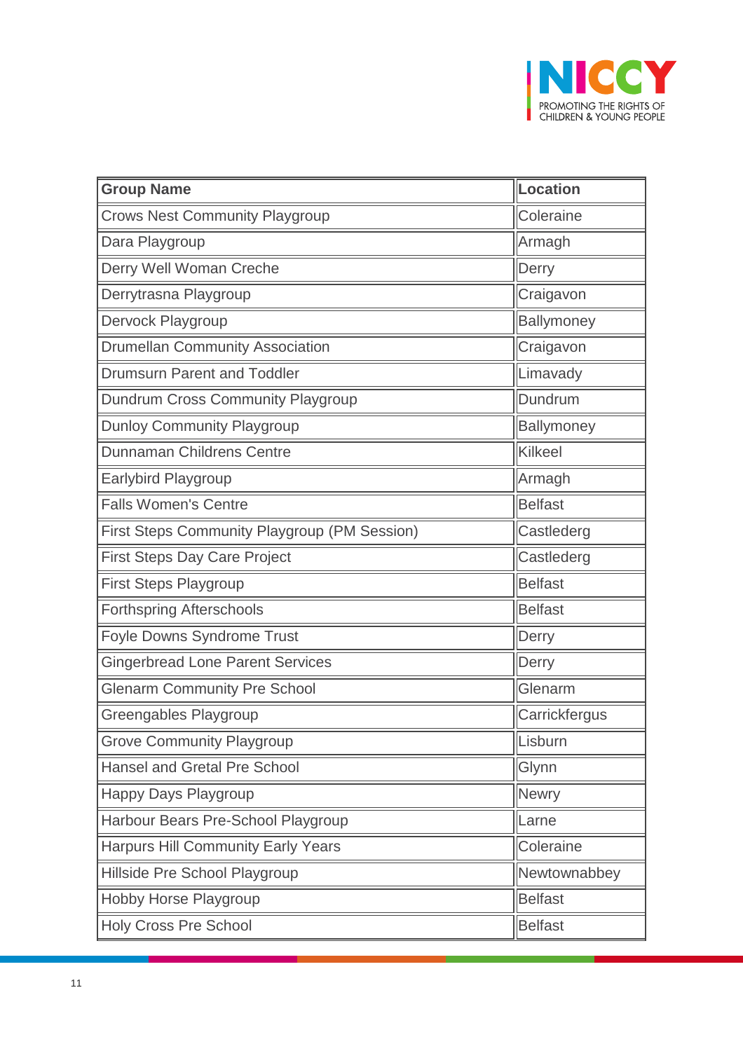| Group Name | Location |
|---|---|
| Crows Nest Community Playgroup | Coleraine |
| Dara Playgroup | Armagh |
| Derry Well Woman Creche | Derry |
| Derrytrasna Playgroup | Craigavon |
| Dervock Playgroup | Ballymoney |
| Drumellan Community Association | Craigavon |
| Drumsurn Parent and Toddler | Limavady |
| Dundrum Cross Community Playgroup | Dundrum |
| Dunloy Community Playgroup | Ballymoney |
| Dunnaman Childrens Centre | Kilkeel |
| Earlybird Playgroup | Armagh |
| Falls Women's Centre | Belfast |
| First Steps Community Playgroup (PM Session) | Castlederg |
| First Steps Day Care Project | Castlederg |
| First Steps Playgroup | Belfast |
| Forthspring Afterschools | Belfast |
| Foyle Downs Syndrome Trust | Derry |
| Gingerbread Lone Parent Services | Derry |
| Glenarm Community Pre School | Glenarm |
| Greengables Playgroup | Carrickfergus |
| Grove Community Playgroup | Lisburn |
| Hansel and Gretal Pre School | Glynn |
| Happy Days Playgroup | Newry |
| Harbour Bears Pre-School Playgroup | Larne |
| Harpurs Hill Community Early Years | Coleraine |
| Hillside Pre School Playgroup | Newtownabbey |
| Hobby Horse Playgroup | Belfast |
| Holy Cross Pre School | Belfast |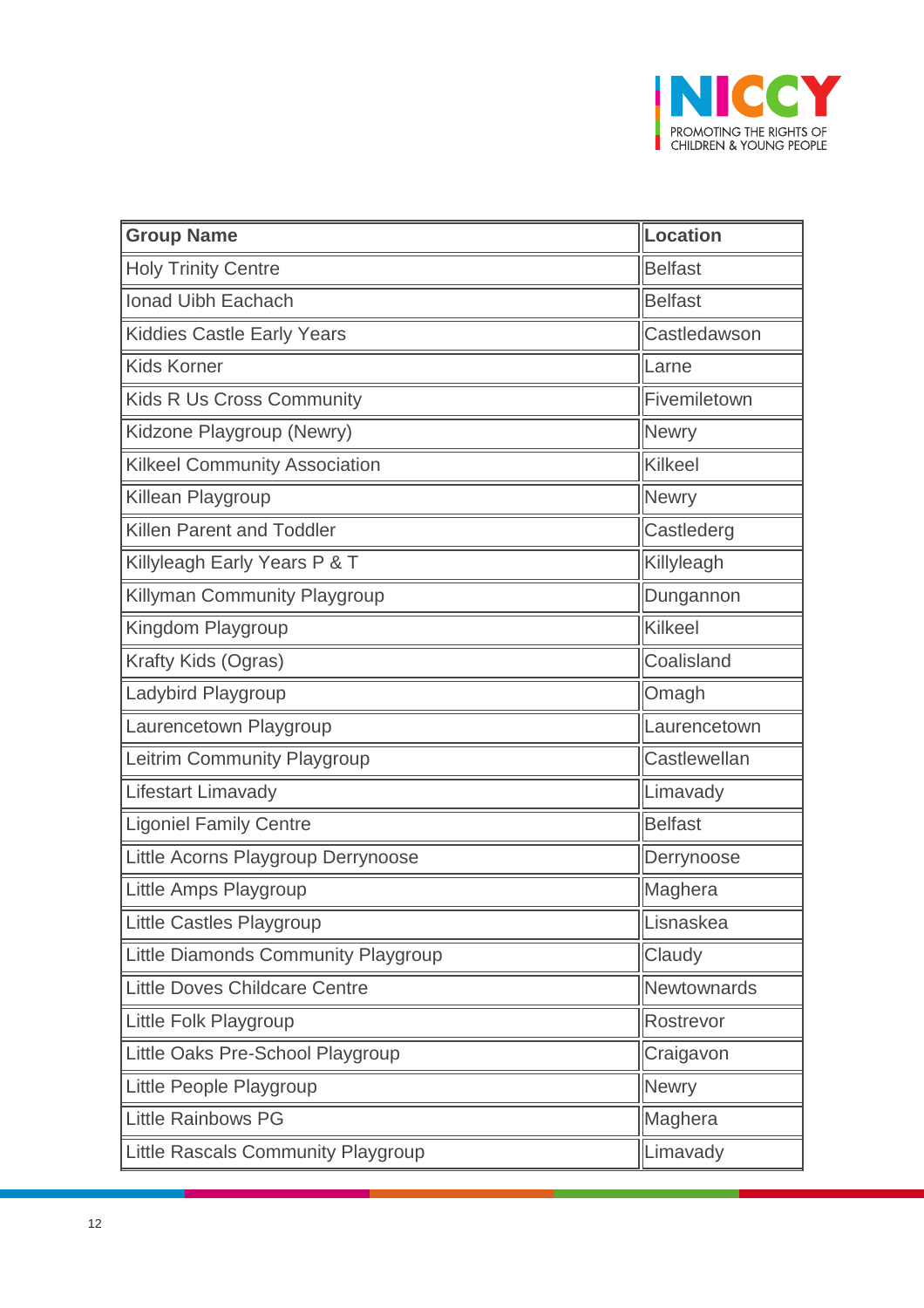| Group Name | Location |
|---|---|
| Holy Trinity Centre | Belfast |
| Ionad Uibh Eachach | Belfast |
| Kiddies Castle Early Years | Castledawson |
| Kids Korner | Larne |
| Kids R Us Cross Community | Fivemiletown |
| Kidzone Playgroup (Newry) | Newry |
| Kilkeel Community Association | Kilkeel |
| Killean Playgroup | Newry |
| Killen Parent and Toddler | Castlederg |
| Killyleagh Early Years P & T | Killyleagh |
| Killyman Community Playgroup | Dungannon |
| Kingdom Playgroup | Kilkeel |
| Krafty Kids (Ogras) | Coalisland |
| Ladybird Playgroup | Omagh |
| Laurencetown Playgroup | Laurencetown |
| Leitrim Community Playgroup | Castlewellan |
| Lifestart Limavady | Limavady |
| Ligoniel Family Centre | Belfast |
| Little Acorns Playgroup Derrynoose | Derrynoose |
| Little Amps Playgroup | Maghera |
| Little Castles Playgroup | Lisnaskea |
| Little Diamonds Community Playgroup | Claudy |
| Little Doves Childcare Centre | Newtownards |
| Little Folk Playgroup | Rostrevor |
| Little Oaks Pre-School Playgroup | Craigavon |
| Little People Playgroup | Newry |
| Little Rainbows PG | Maghera |
| Little Rascals Community Playgroup | Limavady |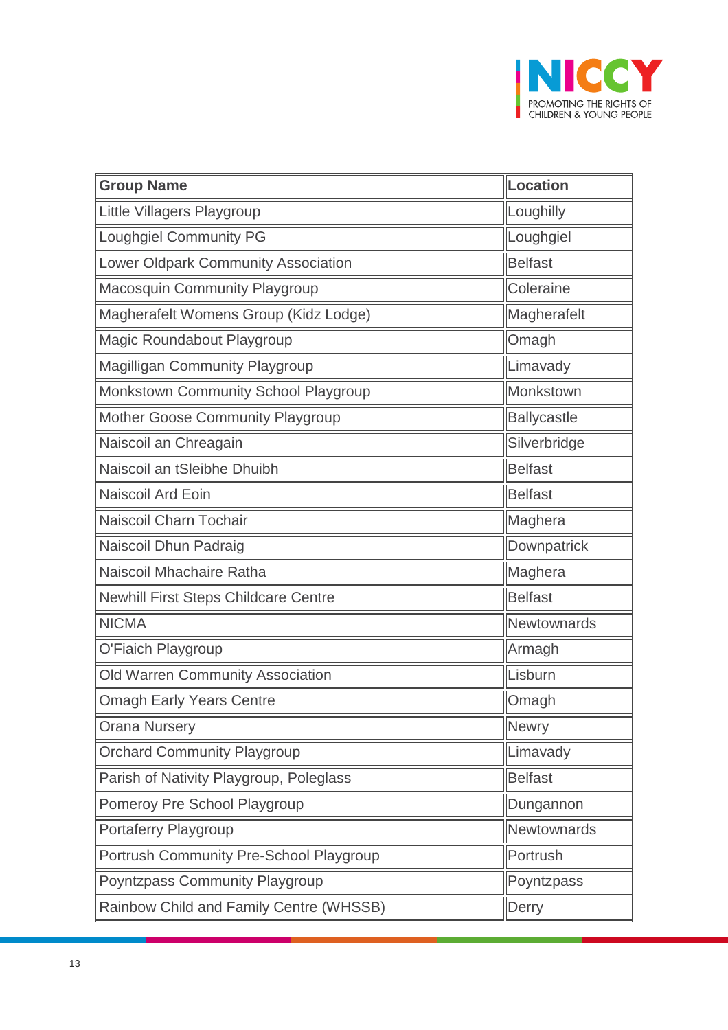| Group Name | Location |
|---|---|
| Little Villagers Playgroup | Loughilly |
| Loughgiel Community PG | Loughgiel |
| Lower Oldpark Community Association | Belfast |
| Macosquin Community Playgroup | Coleraine |
| Magherafelt Womens Group (Kidz Lodge) | Magherafelt |
| Magic Roundabout Playgroup | Omagh |
| Magilligan Community Playgroup | Limavady |
| Monkstown Community School Playgroup | Monkstown |
| Mother Goose Community Playgroup | Ballycastle |
| Naiscoil an Chreagain | Silverbridge |
| Naiscoil an tSleibhe Dhuibh | Belfast |
| Naiscoil Ard Eoin | Belfast |
| Naiscoil Charn Tochair | Maghera |
| Naiscoil Dhun Padraig | Downpatrick |
| Naiscoil Mhachaire Ratha | Maghera |
| Newhill First Steps Childcare Centre | Belfast |
| NICMA | Newtownards |
| O'Fiaich Playgroup | Armagh |
| Old Warren Community Association | Lisburn |
| Omagh Early Years Centre | Omagh |
| Orana Nursery | Newry |
| Orchard Community Playgroup | Limavady |
| Parish of Nativity Playgroup, Poleglass | Belfast |
| Pomeroy Pre School Playgroup | Dungannon |
| Portaferry Playgroup | Newtownards |
| Portrush Community Pre-School Playgroup | Portrush |
| Poyntzpass Community Playgroup | Poyntzpass |
| Rainbow Child and Family Centre (WHSSB) | Derry |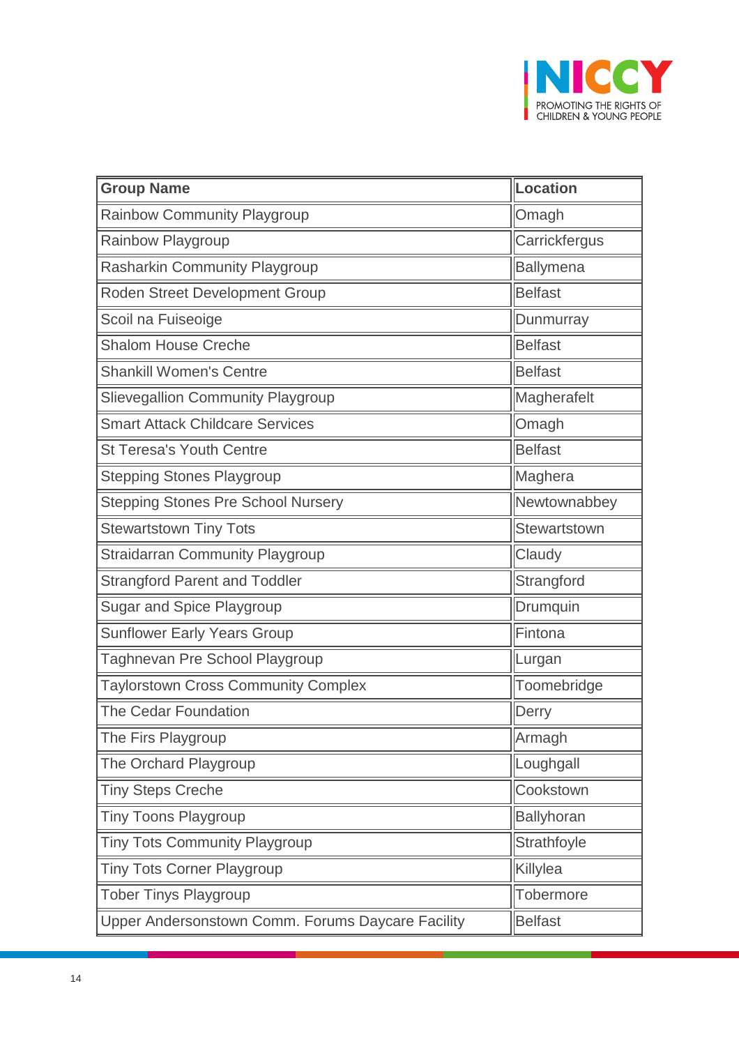| Group Name | Location |
| --- | --- |
| Rainbow Community Playgroup | Omagh |
| Rainbow Playgroup | Carrickfergus |
| Rasharkin Community Playgroup | Ballymena |
| Roden Street Development Group | Belfast |
| Scoil na Fuiseoige | Dunmurray |
| Shalom House Creche | Belfast |
| Shankill Women's Centre | Belfast |
| Slievegallion Community Playgroup | Magherafelt |
| Smart Attack Childcare Services | Omagh |
| St Teresa's Youth Centre | Belfast |
| Stepping Stones Playgroup | Maghera |
| Stepping Stones Pre School Nursery | Newtownabbey |
| Stewartstown Tiny Tots | Stewartstown |
| Straidarran Community Playgroup | Claudy |
| Strangford Parent and Toddler | Strangford |
| Sugar and Spice Playgroup | Drumquin |
| Sunflower Early Years Group | Fintona |
| Taghnevan Pre School Playgroup | Lurgan |
| Taylorstown Cross Community Complex | Toomebridge |
| The Cedar Foundation | Derry |
| The Firs Playgroup | Armagh |
| The Orchard Playgroup | Loughgall |
| Tiny Steps Creche | Cookstown |
| Tiny Toons Playgroup | Ballyhoran |
| Tiny Tots Community Playgroup | Strathfoyle |
| Tiny Tots Corner Playgroup | Killylea |
| Tober Tinys Playgroup | Tobermore |
| Upper Andersonstown Comm. Forums Daycare Facility | Belfast |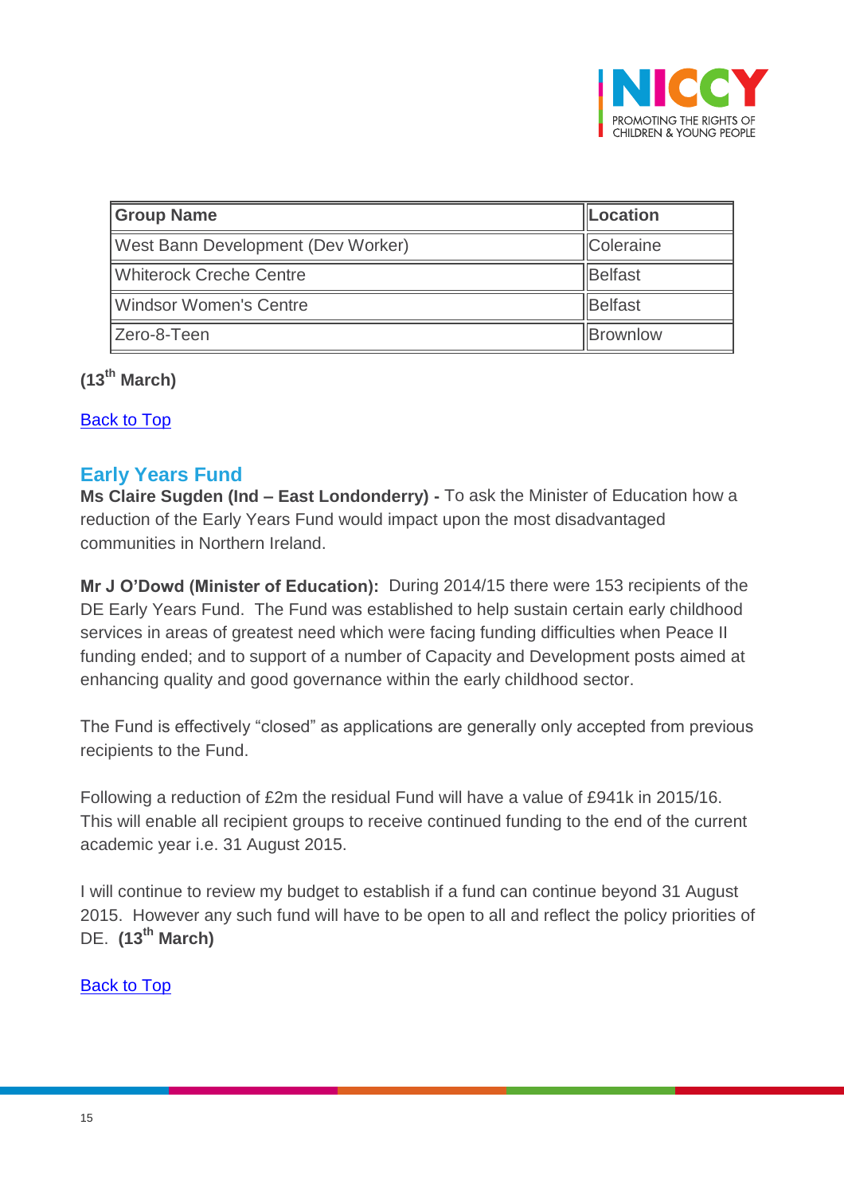| Group Name | Location |
|---|---|
| West Bann Development (Dev Worker) | Coleraine |
| Whiterock Creche Centre | Belfast |
| Windsor Women's Centre | Belfast |
| Zero-8-Teen | Brownlow |

**(13th March)**

Back to Top

## Early Years Fund

**Ms Claire Sugden (Ind – East Londonderry) -** To ask the Minister of Education how a reduction of the Early Years Fund would impact upon the most disadvantaged communities in Northern Ireland.

**Mr J O'Dowd (Minister of Education):** During 2014/15 there were 153 recipients of the DE Early Years Fund. The Fund was established to help sustain certain early childhood services in areas of greatest need which were facing funding difficulties when Peace II funding ended; and to support of a number of Capacity and Development posts aimed at enhancing quality and good governance within the early childhood sector.

The Fund is effectively "closed" as applications are generally only accepted from previous recipients to the Fund.

Following a reduction of £2m the residual Fund will have a value of £941k in 2015/16. This will enable all recipient groups to receive continued funding to the end of the current academic year i.e. 31 August 2015.

I will continue to review my budget to establish if a fund can continue beyond 31 August 2015. However any such fund will have to be open to all and reflect the policy priorities of DE. **(13th March)**

Back to Top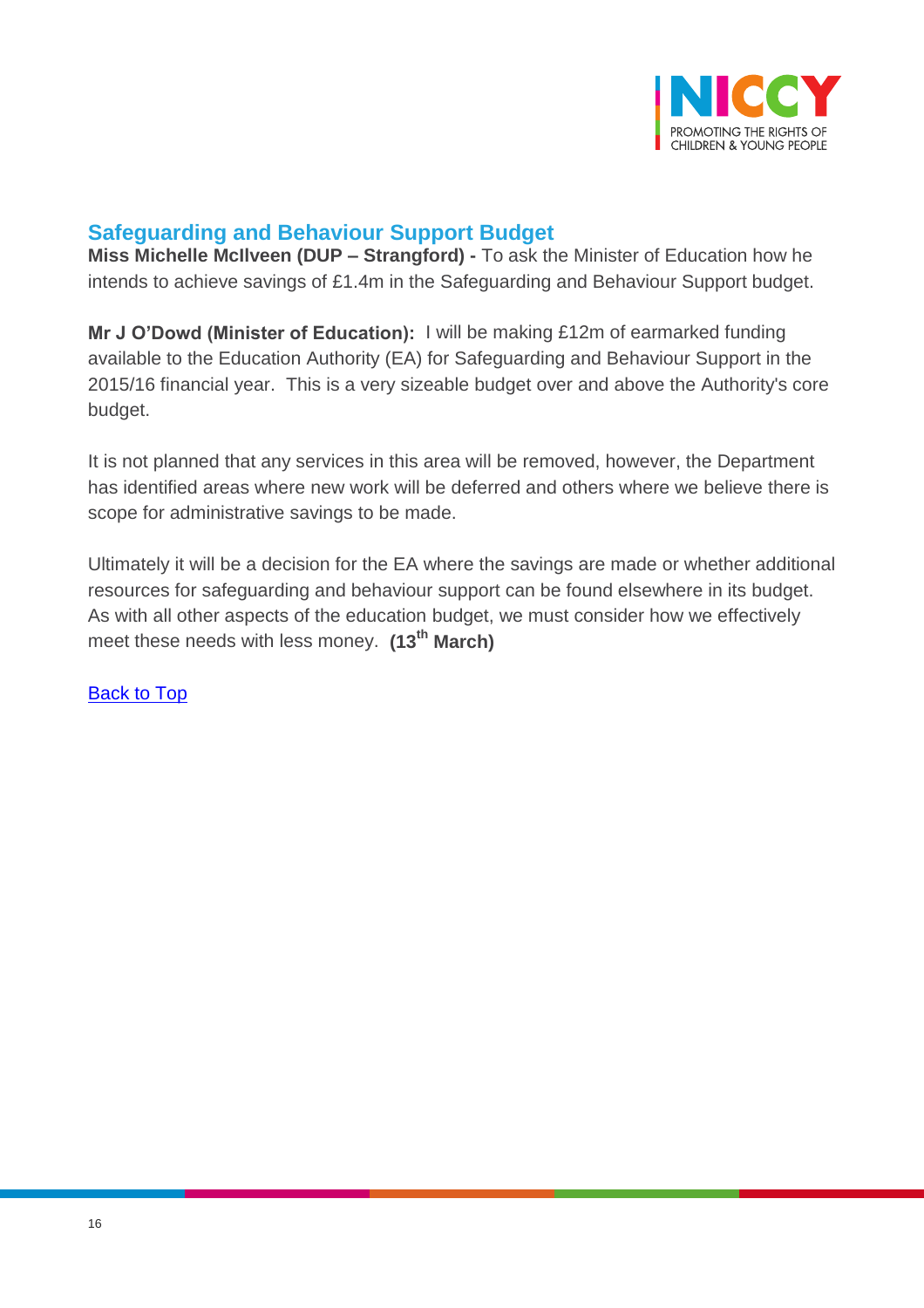## Safeguarding and Behaviour Support Budget

**Miss Michelle McIlveen (DUP – Strangford) -** To ask the Minister of Education how he intends to achieve savings of £1.4m in the Safeguarding and Behaviour Support budget.

**Mr J O'Dowd (Minister of Education):** I will be making £12m of earmarked funding available to the Education Authority (EA) for Safeguarding and Behaviour Support in the 2015/16 financial year. This is a very sizeable budget over and above the Authority's core budget.

It is not planned that any services in this area will be removed, however, the Department has identified areas where new work will be deferred and others where we believe there is scope for administrative savings to be made.

Ultimately it will be a decision for the EA where the savings are made or whether additional resources for safeguarding and behaviour support can be found elsewhere in its budget. As with all other aspects of the education budget, we must consider how we effectively meet these needs with less money. **(13th March)**

Back to Top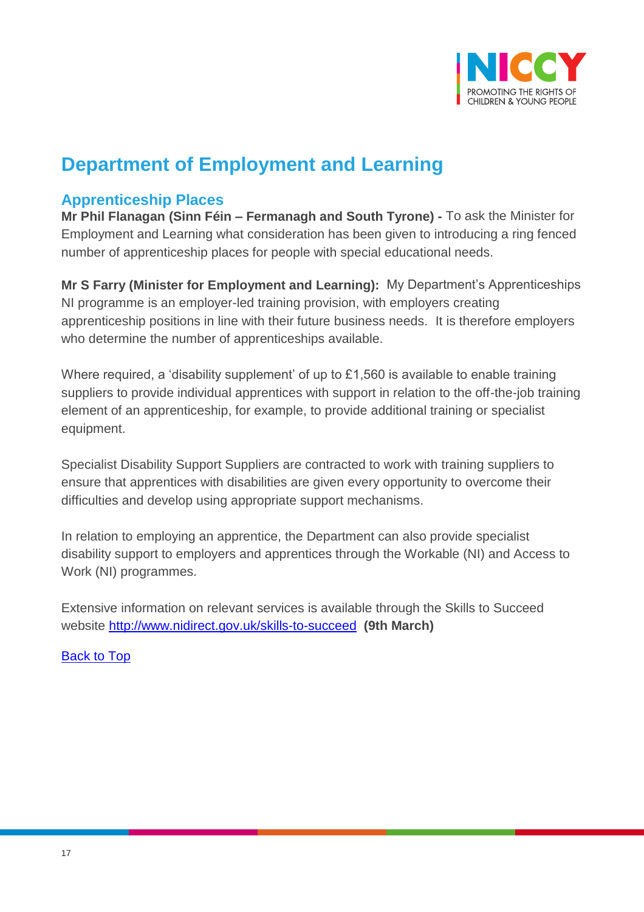# Department of Employment and Learning

## Apprenticeship Places

**Mr Phil Flanagan (Sinn Féin – Fermanagh and South Tyrone) -** To ask the Minister for Employment and Learning what consideration has been given to introducing a ring fenced number of apprenticeship places for people with special educational needs.

**Mr S Farry (Minister for Employment and Learning):** My Department's Apprenticeships NI programme is an employer-led training provision, with employers creating apprenticeship positions in line with their future business needs. It is therefore employers who determine the number of apprenticeships available.

Where required, a 'disability supplement' of up to £1,560 is available to enable training suppliers to provide individual apprentices with support in relation to the off-the-job training element of an apprenticeship, for example, to provide additional training or specialist equipment.

Specialist Disability Support Suppliers are contracted to work with training suppliers to ensure that apprentices with disabilities are given every opportunity to overcome their difficulties and develop using appropriate support mechanisms.

In relation to employing an apprentice, the Department can also provide specialist disability support to employers and apprentices through the Workable (NI) and Access to Work (NI) programmes.

Extensive information on relevant services is available through the Skills to Succeed website [http://www.nidirect.gov.uk/skills-to-succeed](http://www.nidirect.gov.uk/skills-to-succeed) **(9th March)**

Back to Top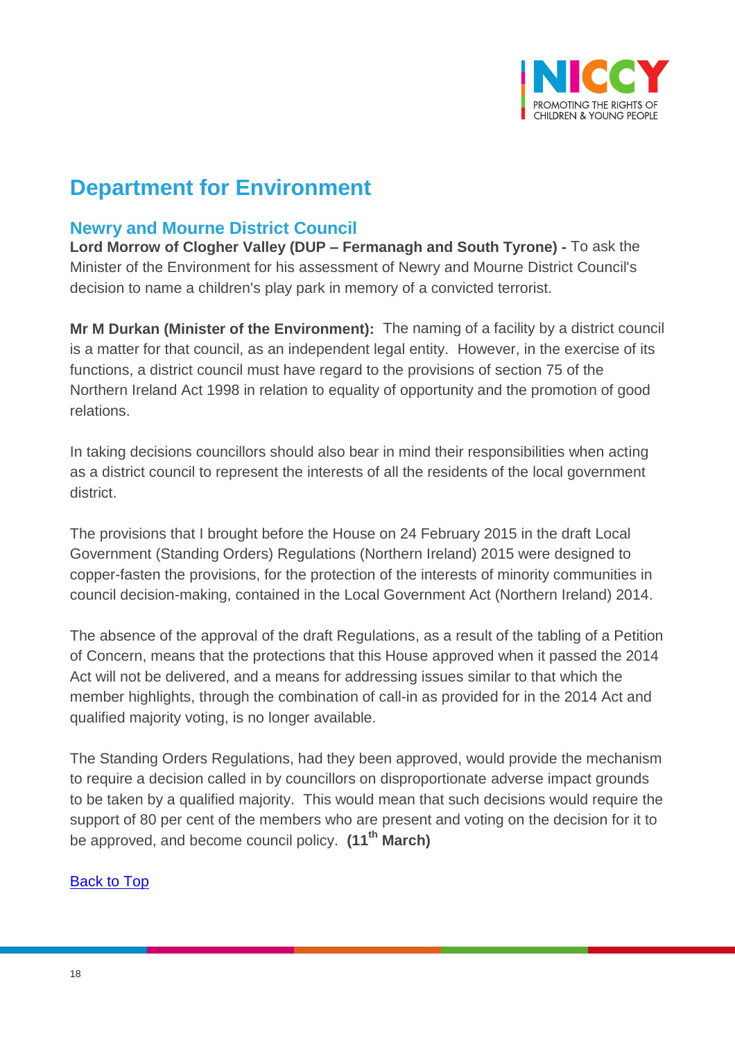# Department for Environment

## Newry and Mourne District Council

**Lord Morrow of Clogher Valley (DUP – Fermanagh and South Tyrone) -** To ask the Minister of the Environment for his assessment of Newry and Mourne District Council's decision to name a children's play park in memory of a convicted terrorist.

**Mr M Durkan (Minister of the Environment):** The naming of a facility by a district council is a matter for that council, as an independent legal entity. However, in the exercise of its functions, a district council must have regard to the provisions of section 75 of the Northern Ireland Act 1998 in relation to equality of opportunity and the promotion of good relations.

In taking decisions councillors should also bear in mind their responsibilities when acting as a district council to represent the interests of all the residents of the local government district.

The provisions that I brought before the House on 24 February 2015 in the draft Local Government (Standing Orders) Regulations (Northern Ireland) 2015 were designed to copper-fasten the provisions, for the protection of the interests of minority communities in council decision-making, contained in the Local Government Act (Northern Ireland) 2014.

The absence of the approval of the draft Regulations, as a result of the tabling of a Petition of Concern, means that the protections that this House approved when it passed the 2014 Act will not be delivered, and a means for addressing issues similar to that which the member highlights, through the combination of call-in as provided for in the 2014 Act and qualified majority voting, is no longer available.

The Standing Orders Regulations, had they been approved, would provide the mechanism to require a decision called in by councillors on disproportionate adverse impact grounds to be taken by a qualified majority. This would mean that such decisions would require the support of 80 per cent of the members who are present and voting on the decision for it to be approved, and become council policy. **(11th March)**

Back to Top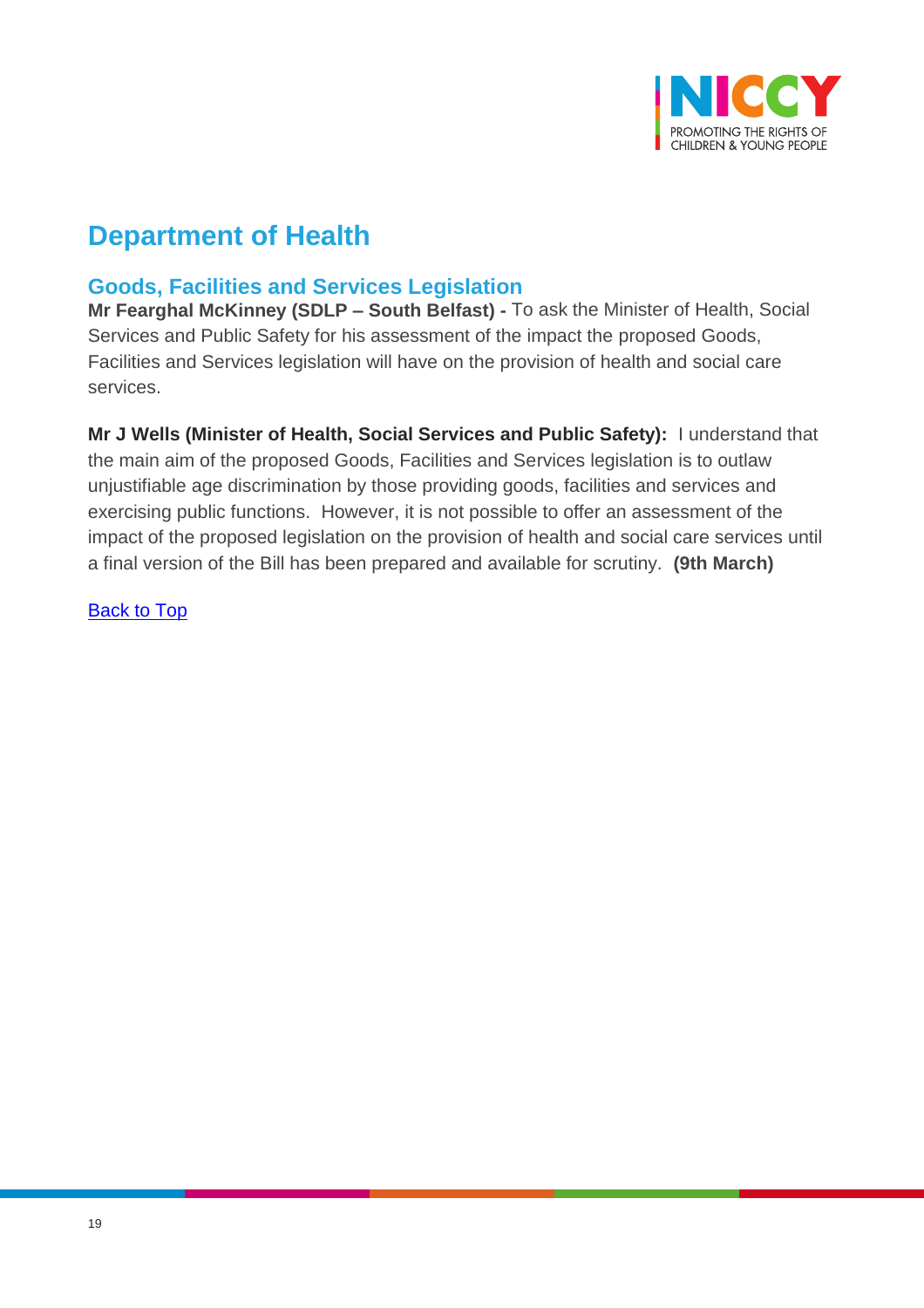# Department of Health

## Goods, Facilities and Services Legislation

**Mr Fearghal McKinney (SDLP – South Belfast) -** To ask the Minister of Health, Social Services and Public Safety for his assessment of the impact the proposed Goods, Facilities and Services legislation will have on the provision of health and social care services.

**Mr J Wells (Minister of Health, Social Services and Public Safety):** I understand that the main aim of the proposed Goods, Facilities and Services legislation is to outlaw unjustifiable age discrimination by those providing goods, facilities and services and exercising public functions. However, it is not possible to offer an assessment of the impact of the proposed legislation on the provision of health and social care services until a final version of the Bill has been prepared and available for scrutiny. **(9th March)**

Back to Top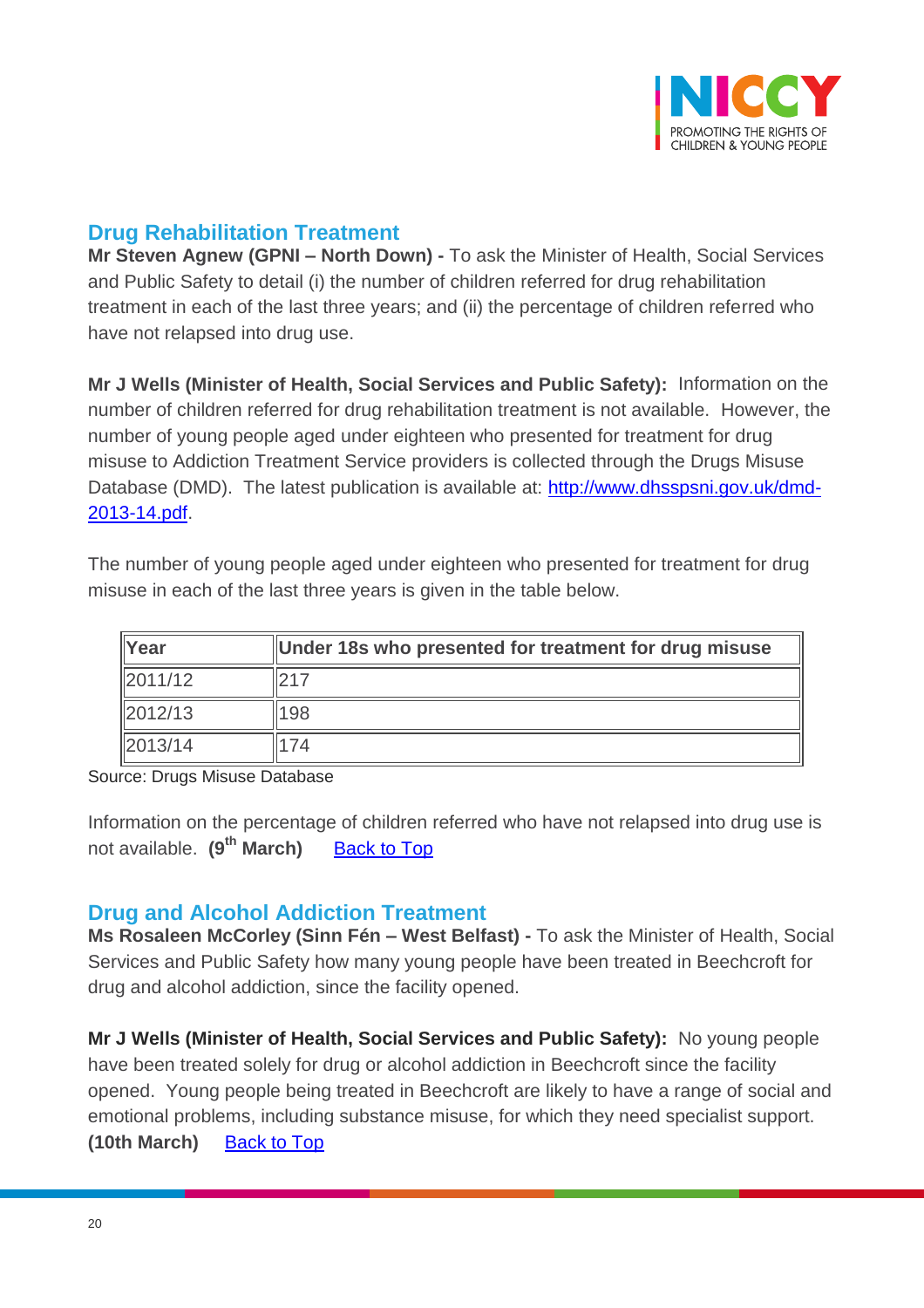## Drug Rehabilitation Treatment

**Mr Steven Agnew (GPNI – North Down) -** To ask the Minister of Health, Social Services and Public Safety to detail (i) the number of children referred for drug rehabilitation treatment in each of the last three years; and (ii) the percentage of children referred who have not relapsed into drug use.

**Mr J Wells (Minister of Health, Social Services and Public Safety):** Information on the number of children referred for drug rehabilitation treatment is not available. However, the number of young people aged under eighteen who presented for treatment for drug misuse to Addiction Treatment Service providers is collected through the Drugs Misuse Database (DMD). The latest publication is available at: [http://www.dhsspsni.gov.uk/dmd-2013-14.pdf](http://www.dhsspsni.gov.uk/dmd-2013-14.pdf).

The number of young people aged under eighteen who presented for treatment for drug misuse in each of the last three years is given in the table below.

| Year | Under 18s who presented for treatment for drug misuse |
|---|---|
| 2011/12 | 217 |
| 2012/13 | 198 |
| 2013/14 | 174 |

Source: Drugs Misuse Database

Information on the percentage of children referred who have not relapsed into drug use is not available. **(9th March)** Back to Top

## Drug and Alcohol Addiction Treatment

**Ms Rosaleen McCorley (Sinn Féin – West Belfast) -** To ask the Minister of Health, Social Services and Public Safety how many young people have been treated in Beechcroft for drug and alcohol addiction, since the facility opened.

**Mr J Wells (Minister of Health, Social Services and Public Safety):** No young people have been treated solely for drug or alcohol addiction in Beechcroft since the facility opened. Young people being treated in Beechcroft are likely to have a range of social and emotional problems, including substance misuse, for which they need specialist support. **(10th March)** Back to Top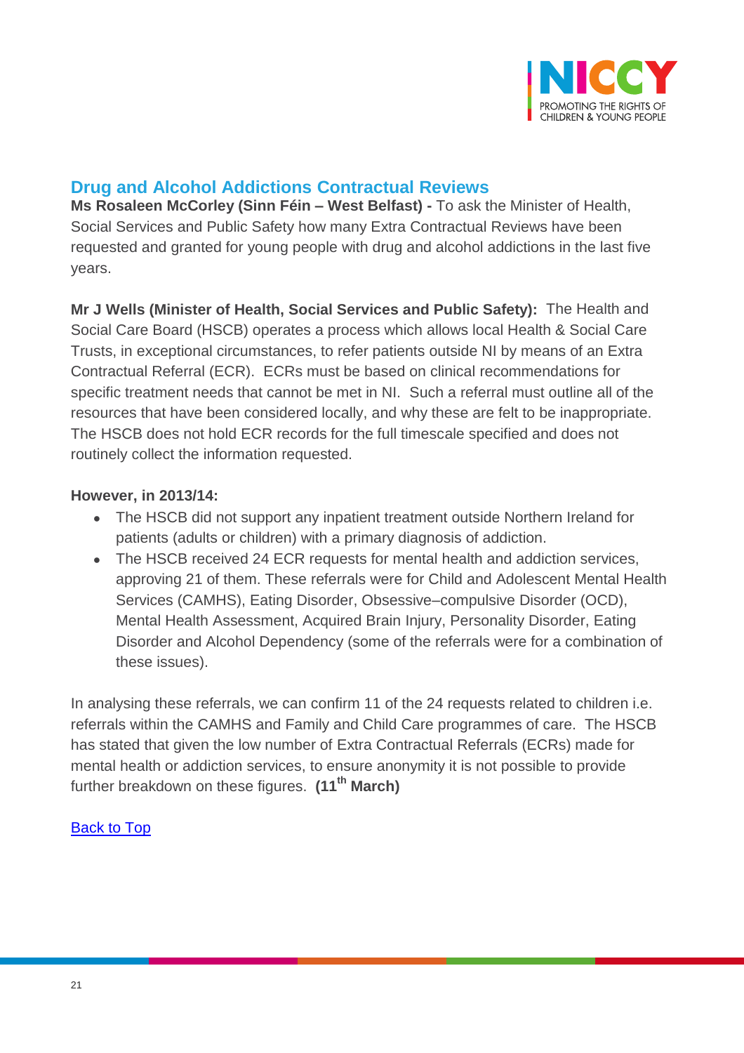## Drug and Alcohol Addictions Contractual Reviews

**Ms Rosaleen McCorley (Sinn Féin – West Belfast) -** To ask the Minister of Health, Social Services and Public Safety how many Extra Contractual Reviews have been requested and granted for young people with drug and alcohol addictions in the last five years.

**Mr J Wells (Minister of Health, Social Services and Public Safety):** The Health and Social Care Board (HSCB) operates a process which allows local Health & Social Care Trusts, in exceptional circumstances, to refer patients outside NI by means of an Extra Contractual Referral (ECR). ECRs must be based on clinical recommendations for specific treatment needs that cannot be met in NI. Such a referral must outline all of the resources that have been considered locally, and why these are felt to be inappropriate. The HSCB does not hold ECR records for the full timescale specified and does not routinely collect the information requested.

**However, in 2013/14:**

- The HSCB did not support any inpatient treatment outside Northern Ireland for patients (adults or children) with a primary diagnosis of addiction.
- The HSCB received 24 ECR requests for mental health and addiction services, approving 21 of them. These referrals were for Child and Adolescent Mental Health Services (CAMHS), Eating Disorder, Obsessive–compulsive Disorder (OCD), Mental Health Assessment, Acquired Brain Injury, Personality Disorder, Eating Disorder and Alcohol Dependency (some of the referrals were for a combination of these issues).

In analysing these referrals, we can confirm 11 of the 24 requests related to children i.e. referrals within the CAMHS and Family and Child Care programmes of care. The HSCB has stated that given the low number of Extra Contractual Referrals (ECRs) made for mental health or addiction services, to ensure anonymity it is not possible to provide further breakdown on these figures. **(11th March)**

Back to Top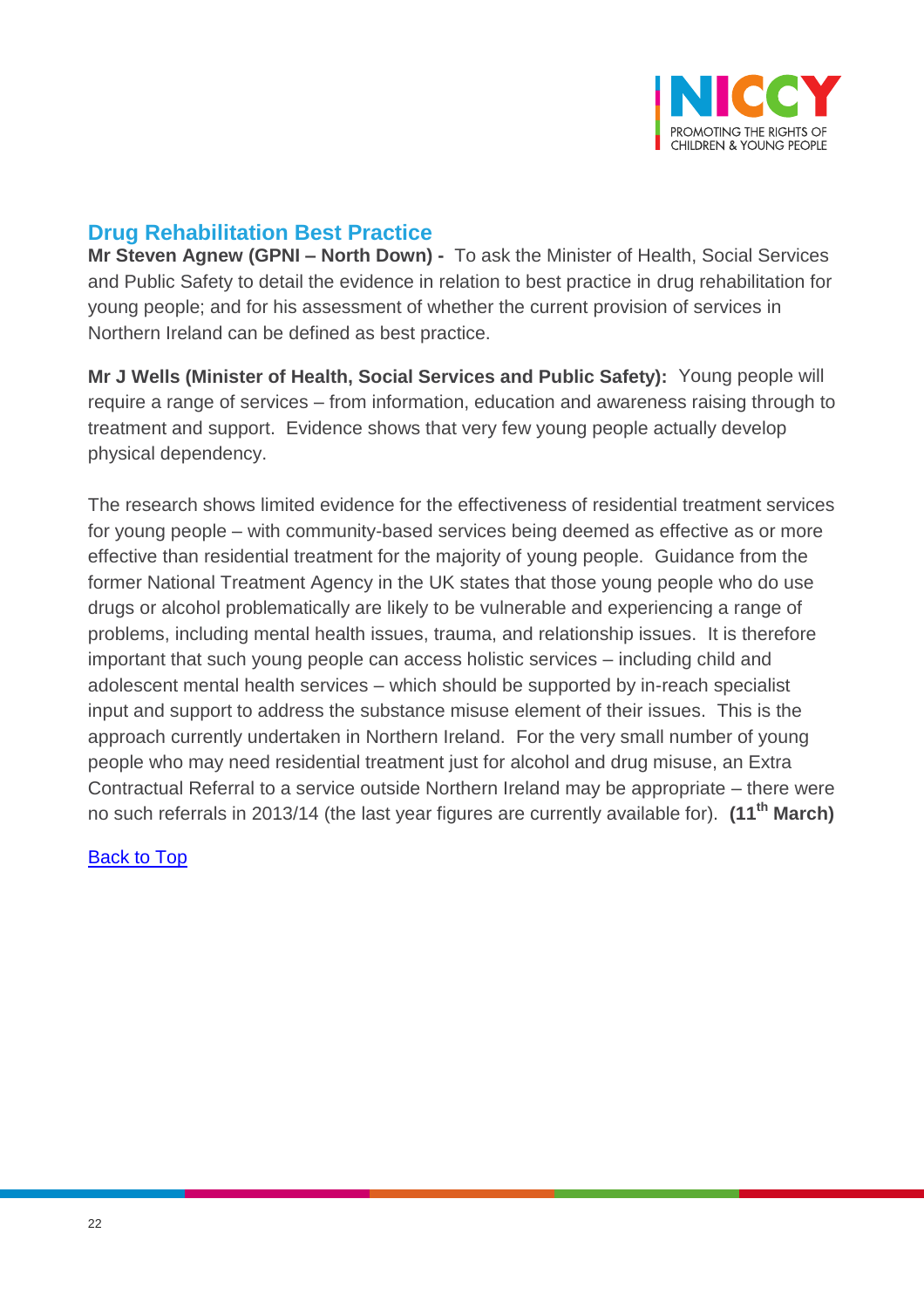## Drug Rehabilitation Best Practice

**Mr Steven Agnew (GPNI – North Down) -** To ask the Minister of Health, Social Services and Public Safety to detail the evidence in relation to best practice in drug rehabilitation for young people; and for his assessment of whether the current provision of services in Northern Ireland can be defined as best practice.

**Mr J Wells (Minister of Health, Social Services and Public Safety):** Young people will require a range of services – from information, education and awareness raising through to treatment and support. Evidence shows that very few young people actually develop physical dependency.

The research shows limited evidence for the effectiveness of residential treatment services for young people – with community-based services being deemed as effective as or more effective than residential treatment for the majority of young people. Guidance from the former National Treatment Agency in the UK states that those young people who do use drugs or alcohol problematically are likely to be vulnerable and experiencing a range of problems, including mental health issues, trauma, and relationship issues. It is therefore important that such young people can access holistic services – including child and adolescent mental health services – which should be supported by in-reach specialist input and support to address the substance misuse element of their issues. This is the approach currently undertaken in Northern Ireland. For the very small number of young people who may need residential treatment just for alcohol and drug misuse, an Extra Contractual Referral to a service outside Northern Ireland may be appropriate – there were no such referrals in 2013/14 (the last year figures are currently available for). **(11th March)**

Back to Top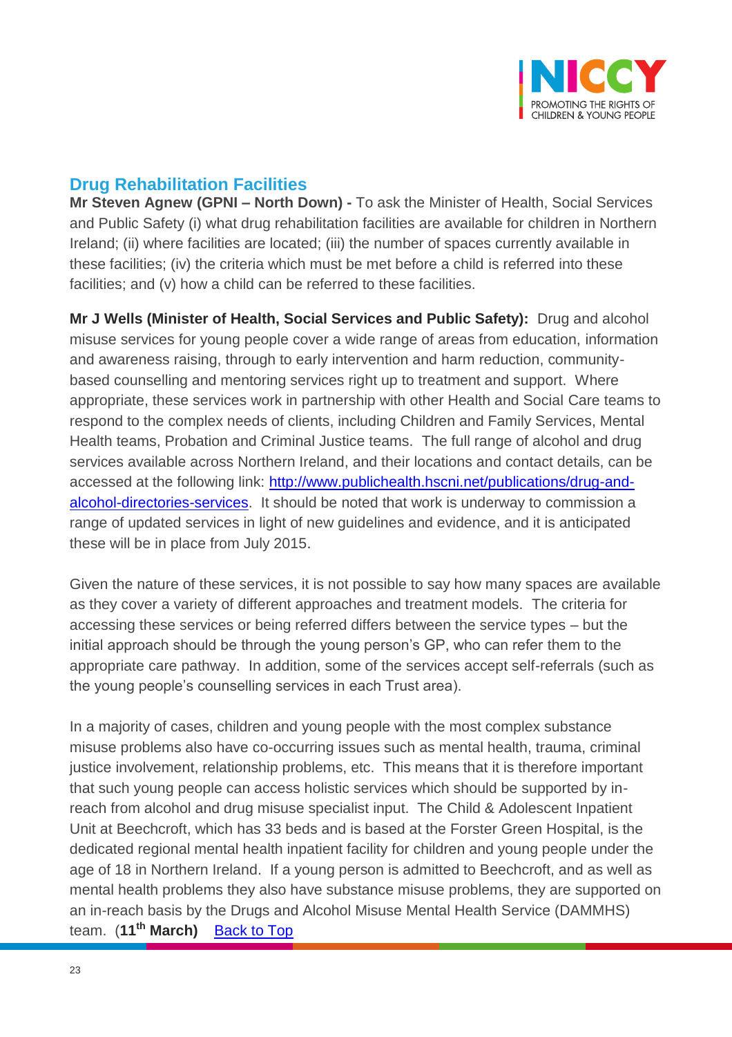## Drug Rehabilitation Facilities

**Mr Steven Agnew (GPNI – North Down) -** To ask the Minister of Health, Social Services and Public Safety (i) what drug rehabilitation facilities are available for children in Northern Ireland; (ii) where facilities are located; (iii) the number of spaces currently available in these facilities; (iv) the criteria which must be met before a child is referred into these facilities; and (v) how a child can be referred to these facilities.

**Mr J Wells (Minister of Health, Social Services and Public Safety):** Drug and alcohol misuse services for young people cover a wide range of areas from education, information and awareness raising, through to early intervention and harm reduction, community-based counselling and mentoring services right up to treatment and support. Where appropriate, these services work in partnership with other Health and Social Care teams to respond to the complex needs of clients, including Children and Family Services, Mental Health teams, Probation and Criminal Justice teams. The full range of alcohol and drug services available across Northern Ireland, and their locations and contact details, can be accessed at the following link: [http://www.publichealth.hscni.net/publications/drug-and-alcohol-directories-services](http://www.publichealth.hscni.net/publications/drug-and-alcohol-directories-services). It should be noted that work is underway to commission a range of updated services in light of new guidelines and evidence, and it is anticipated these will be in place from July 2015.

Given the nature of these services, it is not possible to say how many spaces are available as they cover a variety of different approaches and treatment models. The criteria for accessing these services or being referred differs between the service types – but the initial approach should be through the young person's GP, who can refer them to the appropriate care pathway. In addition, some of the services accept self-referrals (such as the young people's counselling services in each Trust area).

In a majority of cases, children and young people with the most complex substance misuse problems also have co-occurring issues such as mental health, trauma, criminal justice involvement, relationship problems, etc. This means that it is therefore important that such young people can access holistic services which should be supported by in-reach from alcohol and drug misuse specialist input. The Child & Adolescent Inpatient Unit at Beechcroft, which has 33 beds and is based at the Forster Green Hospital, is the dedicated regional mental health inpatient facility for children and young people under the age of 18 in Northern Ireland. If a young person is admitted to Beechcroft, and as well as mental health problems they also have substance misuse problems, they are supported on an in-reach basis by the Drugs and Alcohol Misuse Mental Health Service (DAMMHS) team. (**11th March**) Back to Top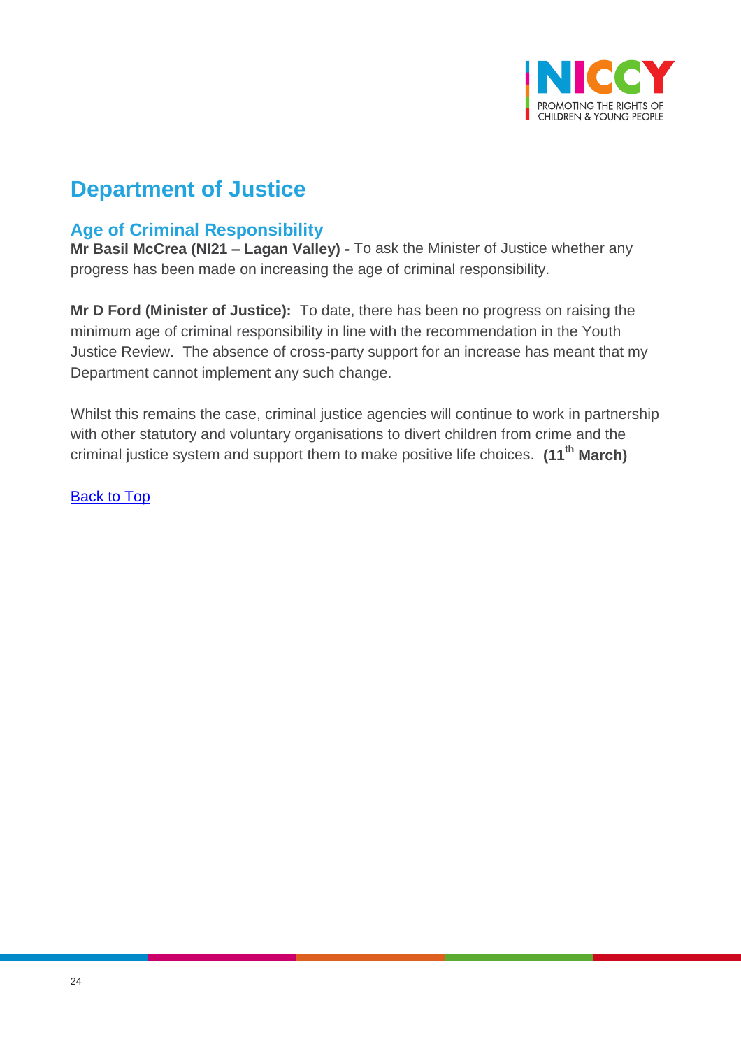## Department of Justice

### Age of Criminal Responsibility

**Mr Basil McCrea (NI21 – Lagan Valley) -** To ask the Minister of Justice whether any progress has been made on increasing the age of criminal responsibility.

**Mr D Ford (Minister of Justice):** To date, there has been no progress on raising the minimum age of criminal responsibility in line with the recommendation in the Youth Justice Review. The absence of cross-party support for an increase has meant that my Department cannot implement any such change.

Whilst this remains the case, criminal justice agencies will continue to work in partnership with other statutory and voluntary organisations to divert children from crime and the criminal justice system and support them to make positive life choices. **(11th March)**

Back to Top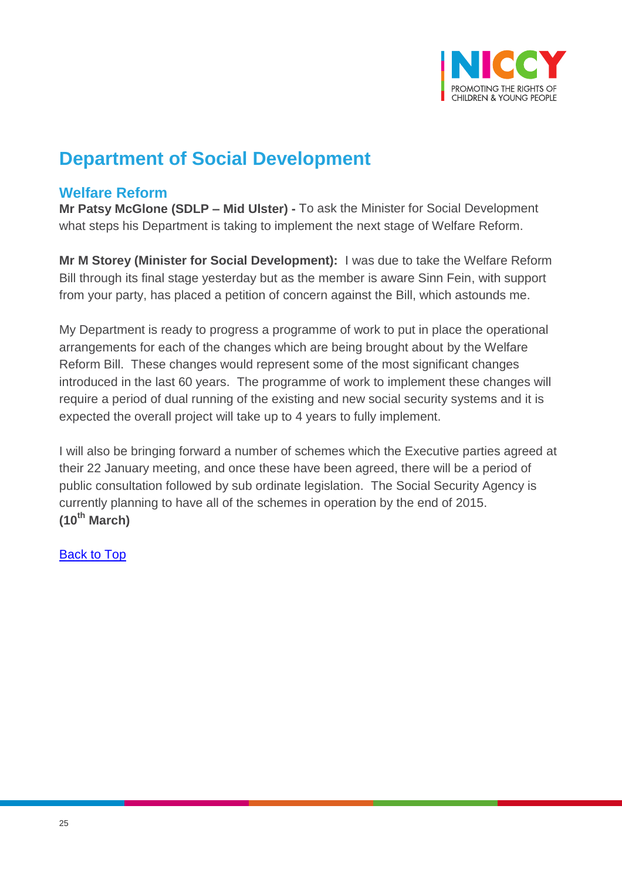## Department of Social Development

### Welfare Reform

**Mr Patsy McGlone (SDLP – Mid Ulster) -** To ask the Minister for Social Development what steps his Department is taking to implement the next stage of Welfare Reform.

**Mr M Storey (Minister for Social Development):** I was due to take the Welfare Reform Bill through its final stage yesterday but as the member is aware Sinn Fein, with support from your party, has placed a petition of concern against the Bill, which astounds me.

My Department is ready to progress a programme of work to put in place the operational arrangements for each of the changes which are being brought about by the Welfare Reform Bill. These changes would represent some of the most significant changes introduced in the last 60 years. The programme of work to implement these changes will require a period of dual running of the existing and new social security systems and it is expected the overall project will take up to 4 years to fully implement.

I will also be bringing forward a number of schemes which the Executive parties agreed at their 22 January meeting, and once these have been agreed, there will be a period of public consultation followed by sub ordinate legislation. The Social Security Agency is currently planning to have all of the schemes in operation by the end of 2015.
**(10th March)**

Back to Top